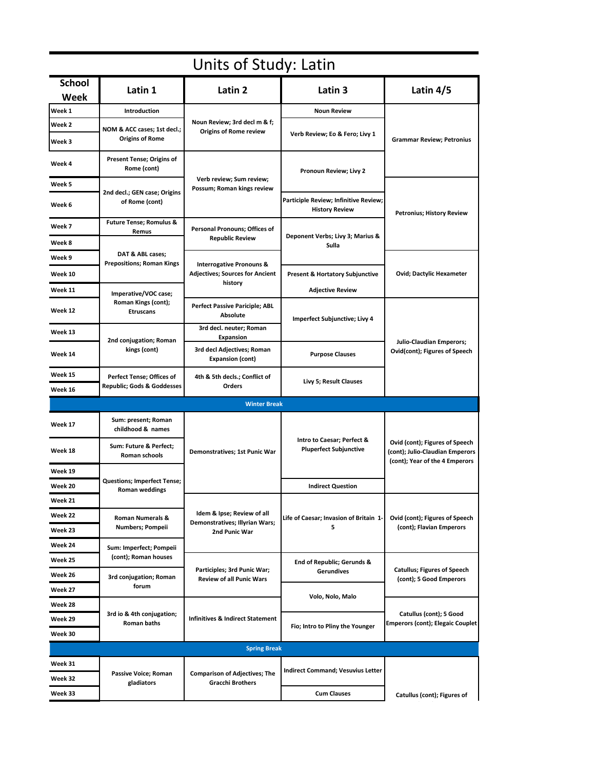# Units of Study: Latin

| School Week | Latin 1 | Latin 2 | Latin 3 | Latin 4/5 |
|---|---|---|---|---|
| Week 1 | Introduction | Noun Review; 3rd decl m & f; Origins of Rome review | Noun Review | Grammar Review; Petronius |
| Week 2 | NOM & ACC cases; 1st decl.; Origins of Rome | | Verb Review; Eo & Fero; Livy 1 | |
| Week 3 | | | | |
| Week 4 | Present Tense; Origins of Rome (cont) | Verb review; Sum review; Possum; Roman kings review | Pronoun Review; Livy 2 | |
| Week 5 | 2nd decl.; GEN case; Origins of Rome (cont) | | | Petronius; History Review |
| Week 6 | | | Participle Review; Infinitive Review; History Review | |
| Week 7 | Future Tense; Romulus & Remus | Personal Pronouns; Offices of Republic Review | Deponent Verbs; Livy 3; Marius & Sulla | |
| Week 8 | DAT & ABL cases; Prepositions; Roman Kings | | | |
| Week 9 | | Interrogative Pronouns & Adjectives; Sources for Ancient history | | Ovid; Dactylic Hexameter |
| Week 10 | | | Present & Hortatory Subjunctive | |
| Week 11 | Imperative/VOC case; Roman Kings (cont); Etruscans | | Adjective Review | |
| Week 12 | | Perfect Passive Participle; ABL Absolute | Imperfect Subjunctive; Livy 4 | Julio-Claudian Emperors; Ovid(cont); Figures of Speech |
| Week 13 | 2nd conjugation; Roman kings (cont) | 3rd decl. neuter; Roman Expansion | | |
| Week 14 | | 3rd decl Adjectives; Roman Expansion (cont) | Purpose Clauses | |
| Week 15 | Perfect Tense; Offices of Republic; Gods & Goddesses | 4th & 5th decls.; Conflict of Orders | Livy 5; Result Clauses | |
| Week 16 | | | | |
| Winter Break | | | | |
| Week 17 | Sum: present; Roman childhood & names | Demonstratives; 1st Punic War | Intro to Caesar; Perfect & Pluperfect Subjunctive | Ovid (cont); Figures of Speech (cont); Julio-Claudian Emperors (cont); Year of the 4 Emperors |
| Week 18 | Sum: Future & Perfect; Roman schools | | | |
| Week 19 | Questions; Imperfect Tense; Roman weddings | | | |
| Week 20 | | | Indirect Question | |
| Week 21 | | Idem & Ipse; Review of all Demonstratives; Illyrian Wars; 2nd Punic War | Life of Caesar; Invasion of Britain 1-5 | Ovid (cont); Figures of Speech (cont); Flavian Emperors |
| Week 22 | Roman Numerals & Numbers; Pompeii | | | |
| Week 23 | | | | |
| Week 24 | Sum: Imperfect; Pompeii (cont); Roman houses | | | |
| Week 25 | | Participles; 3rd Punic War; Review of all Punic Wars | End of Republic; Gerunds & Gerundives | Catullus; Figures of Speech (cont); 5 Good Emperors |
| Week 26 | 3rd conjugation; Roman forum | | | |
| Week 27 | | | Volo, Nolo, Malo | |
| Week 28 | 3rd io & 4th conjugation; Roman baths | Infinitives & Indirect Statement | | Catullus (cont); 5 Good Emperors (cont); Elegaic Couplet |
| Week 29 | | | Fio; Intro to Pliny the Younger | |
| Week 30 | | | | |
| Spring Break | | | | |
| Week 31 | Passive Voice; Roman gladiators | Comparison of Adjectives; The Gracchi Brothers | Indirect Command; Vesuvius Letter | Catullus (cont); Figures of |
| Week 32 | | | | |
| Week 33 | | | Cum Clauses | |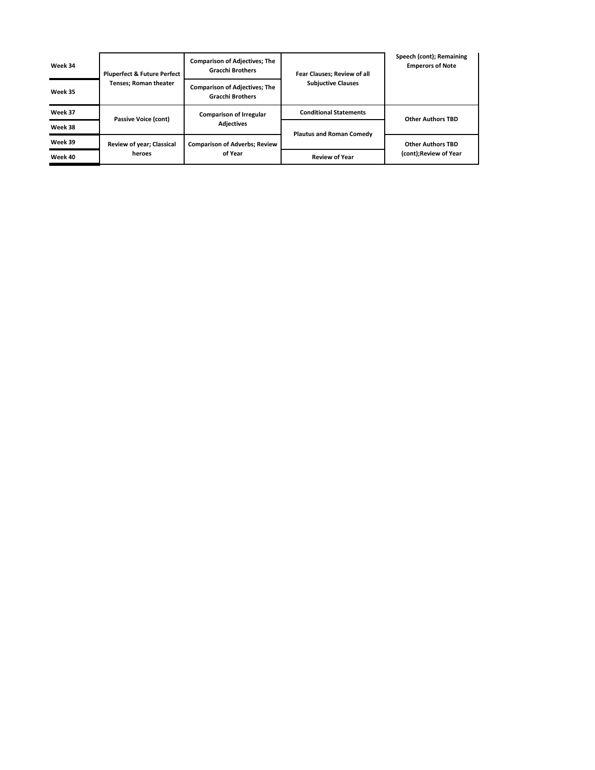| | | | | |
|---|---|---|---|---|
| Week 34 | Pluperfect & Future Perfect Tenses; Roman theater | Comparison of Adjectives; The Gracchi Brothers | Fear Clauses; Review of all Subjuctive Clauses | Speech (cont); Remaining Emperors of Note |
| Week 35 | | Comparison of Adjectives; The Gracchi Brothers | | |
| Week 37 | Passive Voice (cont) | Comparison of Irregular Adjectives | Conditional Statements | Other Authors TBD |
| Week 38 | | | Plautus and Roman Comedy | |
| Week 39 | Review of year; Classical heroes | Comparison of Adverbs; Review of Year | | Other Authors TBD (cont);Review of Year |
| Week 40 | | | Review of Year | |